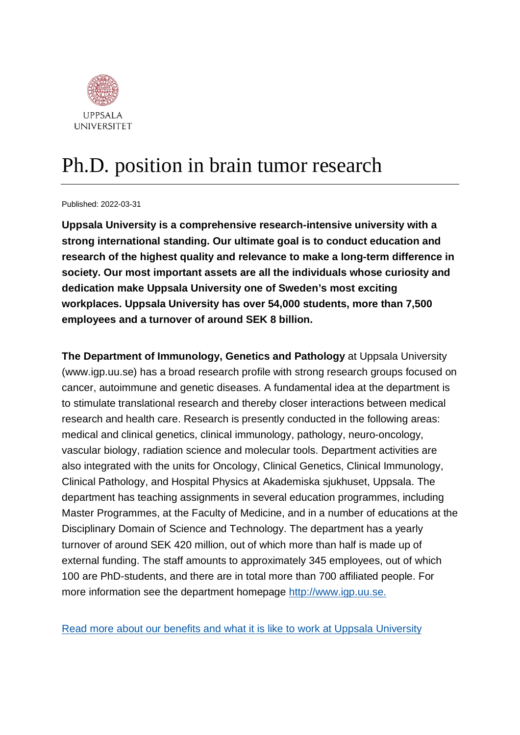UPPSALA
UNIVERSITET

# Ph.D. position in brain tumor research

Published: 2022-03-31

**Uppsala University is a comprehensive research-intensive university with a strong international standing. Our ultimate goal is to conduct education and research of the highest quality and relevance to make a long-term difference in society. Our most important assets are all the individuals whose curiosity and dedication make Uppsala University one of Sweden's most exciting workplaces. Uppsala University has over 54,000 students, more than 7,500 employees and a turnover of around SEK 8 billion.**

**The Department of Immunology, Genetics and Pathology** at Uppsala University (www.igp.uu.se) has a broad research profile with strong research groups focused on cancer, autoimmune and genetic diseases. A fundamental idea at the department is to stimulate translational research and thereby closer interactions between medical research and health care. Research is presently conducted in the following areas: medical and clinical genetics, clinical immunology, pathology, neuro-oncology, vascular biology, radiation science and molecular tools. Department activities are also integrated with the units for Oncology, Clinical Genetics, Clinical Immunology, Clinical Pathology, and Hospital Physics at Akademiska sjukhuset, Uppsala. The department has teaching assignments in several education programmes, including Master Programmes, at the Faculty of Medicine, and in a number of educations at the Disciplinary Domain of Science and Technology. The department has a yearly turnover of around SEK 420 million, out of which more than half is made up of external funding. The staff amounts to approximately 345 employees, out of which 100 are PhD-students, and there are in total more than 700 affiliated people. For more information see the department homepage [http://www.igp.uu.se.](http://www.igp.uu.se.)

[Read more about our benefits and what it is like to work at Uppsala University]()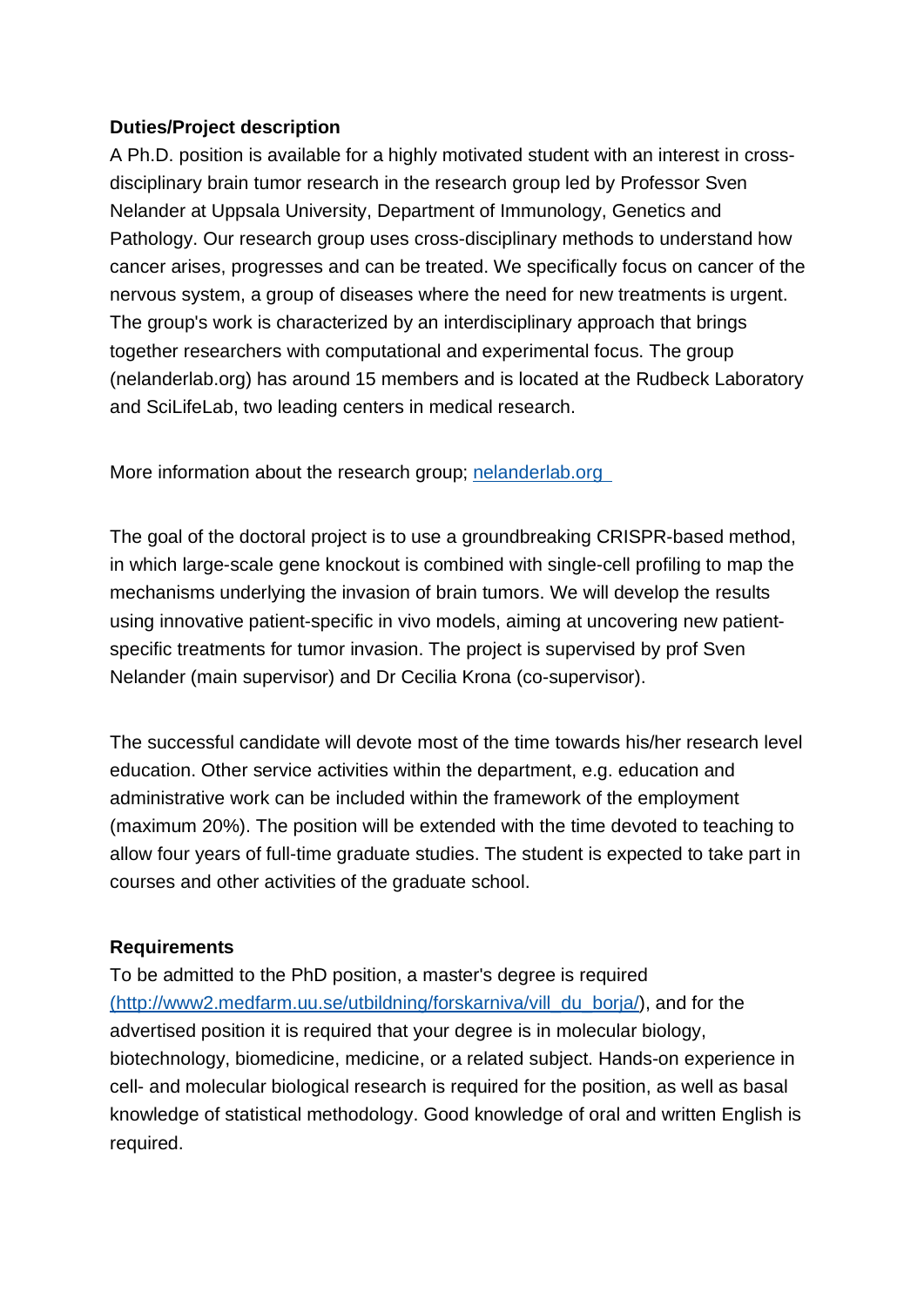**Duties/Project description**

A Ph.D. position is available for a highly motivated student with an interest in cross-disciplinary brain tumor research in the research group led by Professor Sven Nelander at Uppsala University, Department of Immunology, Genetics and Pathology. Our research group uses cross-disciplinary methods to understand how cancer arises, progresses and can be treated. We specifically focus on cancer of the nervous system, a group of diseases where the need for new treatments is urgent. The group's work is characterized by an interdisciplinary approach that brings together researchers with computational and experimental focus. The group (nelanderlab.org) has around 15 members and is located at the Rudbeck Laboratory and SciLifeLab, two leading centers in medical research.

More information about the research group; [nelanderlab.org](nelanderlab.org)

The goal of the doctoral project is to use a groundbreaking CRISPR-based method, in which large-scale gene knockout is combined with single-cell profiling to map the mechanisms underlying the invasion of brain tumors. We will develop the results using innovative patient-specific in vivo models, aiming at uncovering new patient-specific treatments for tumor invasion. The project is supervised by prof Sven Nelander (main supervisor) and Dr Cecilia Krona (co-supervisor).

The successful candidate will devote most of the time towards his/her research level education. Other service activities within the department, e.g. education and administrative work can be included within the framework of the employment (maximum 20%). The position will be extended with the time devoted to teaching to allow four years of full-time graduate studies. The student is expected to take part in courses and other activities of the graduate school.

**Requirements**

To be admitted to the PhD position, a master's degree is required [(http://www2.medfarm.uu.se/utbildning/forskarniva/vill_du_borja/](http://www2.medfarm.uu.se/utbildning/forskarniva/vill_du_borja/)), and for the advertised position it is required that your degree is in molecular biology, biotechnology, biomedicine, medicine, or a related subject. Hands-on experience in cell- and molecular biological research is required for the position, as well as basal knowledge of statistical methodology. Good knowledge of oral and written English is required.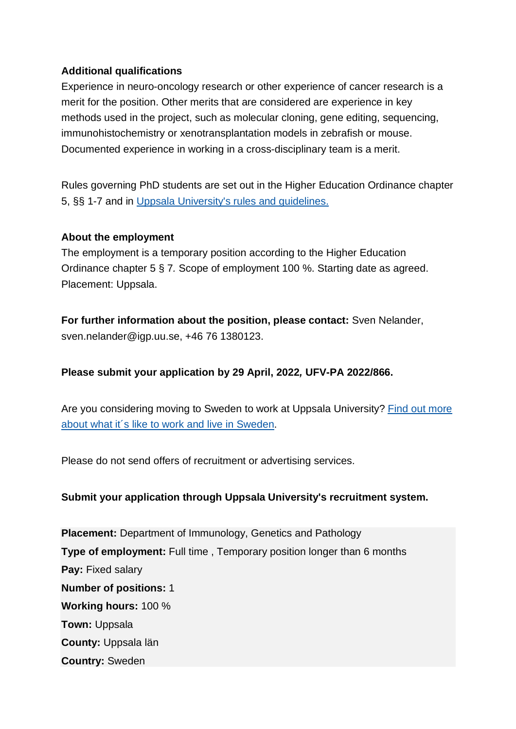**Additional qualifications**
Experience in neuro-oncology research or other experience of cancer research is a merit for the position. Other merits that are considered are experience in key methods used in the project, such as molecular cloning, gene editing, sequencing, immunohistochemistry or xenotransplantation models in zebrafish or mouse. Documented experience in working in a cross-disciplinary team is a merit.

Rules governing PhD students are set out in the Higher Education Ordinance chapter 5, §§ 1-7 and in [Uppsala University's rules and guidelines.]()

**About the employment**
The employment is a temporary position according to the Higher Education Ordinance chapter 5 § 7. Scope of employment 100 %. Starting date as agreed. Placement: Uppsala.

**For further information about the position, please contact:** Sven Nelander, sven.nelander@igp.uu.se, +46 76 1380123.

**Please submit your application by 29 April, 2022, UFV-PA 2022/866.**

Are you considering moving to Sweden to work at Uppsala University? [Find out more about what it´s like to work and live in Sweden]().

Please do not send offers of recruitment or advertising services.

**Submit your application through Uppsala University's recruitment system.**

**Placement:** Department of Immunology, Genetics and Pathology
**Type of employment:** Full time , Temporary position longer than 6 months
**Pay:** Fixed salary
**Number of positions:** 1
**Working hours:** 100 %
**Town:** Uppsala
**County:** Uppsala län
**Country:** Sweden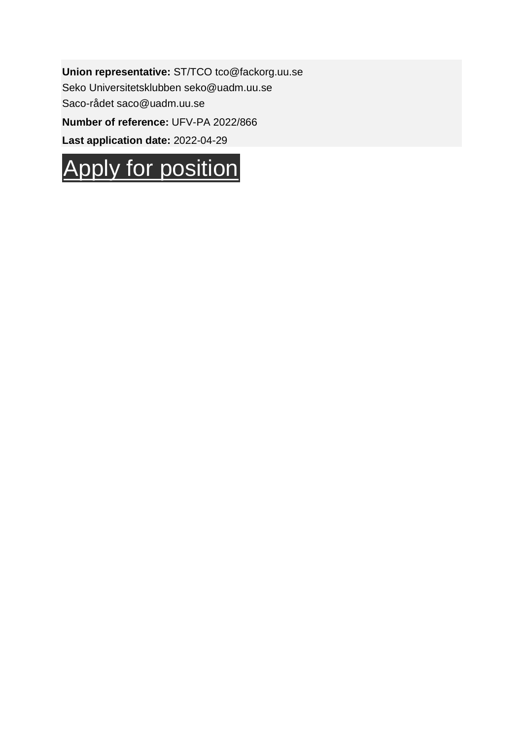**Union representative:** ST/TCO tco@fackorg.uu.se
Seko Universitetsklubben seko@uadm.uu.se
Saco-rådet saco@uadm.uu.se

**Number of reference:** UFV-PA 2022/866

**Last application date:** 2022-04-29

Apply for position